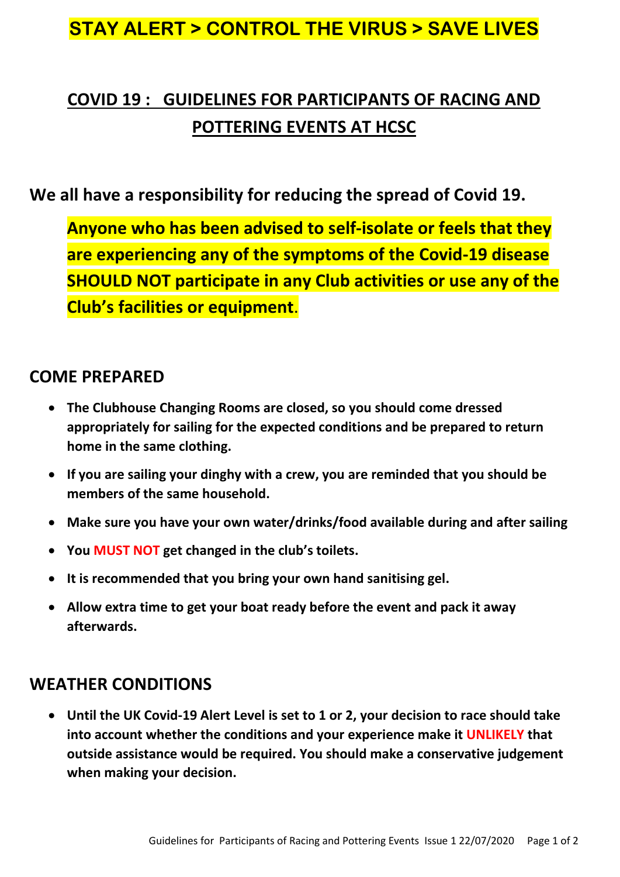**STAY ALERT > CONTROL THE VIRUS > SAVE LIVES**

# COVID 19 : GUIDELINES FOR PARTICIPANTS OF RACING AND POTTERING EVENTS AT HCSC

**We all have a responsibility for reducing the spread of Covid 19.**

**Anyone who has been advised to self-isolate or feels that they are experiencing any of the symptoms of the Covid-19 disease SHOULD NOT participate in any Club activities or use any of the Club's facilities or equipment**.

## COME PREPARED

- **The Clubhouse Changing Rooms are closed, so you should come dressed appropriately for sailing for the expected conditions and be prepared to return home in the same clothing.**
- **If you are sailing your dinghy with a crew, you are reminded that you should be members of the same household.**
- **Make sure you have your own water/drinks/food available during and after sailing**
- **You MUST NOT get changed in the club's toilets.**
- **It is recommended that you bring your own hand sanitising gel.**
- **Allow extra time to get your boat ready before the event and pack it away afterwards.**

## WEATHER CONDITIONS

- **Until the UK Covid-19 Alert Level is set to 1 or 2, your decision to race should take into account whether the conditions and your experience make it UNLIKELY that outside assistance would be required. You should make a conservative judgement when making your decision.**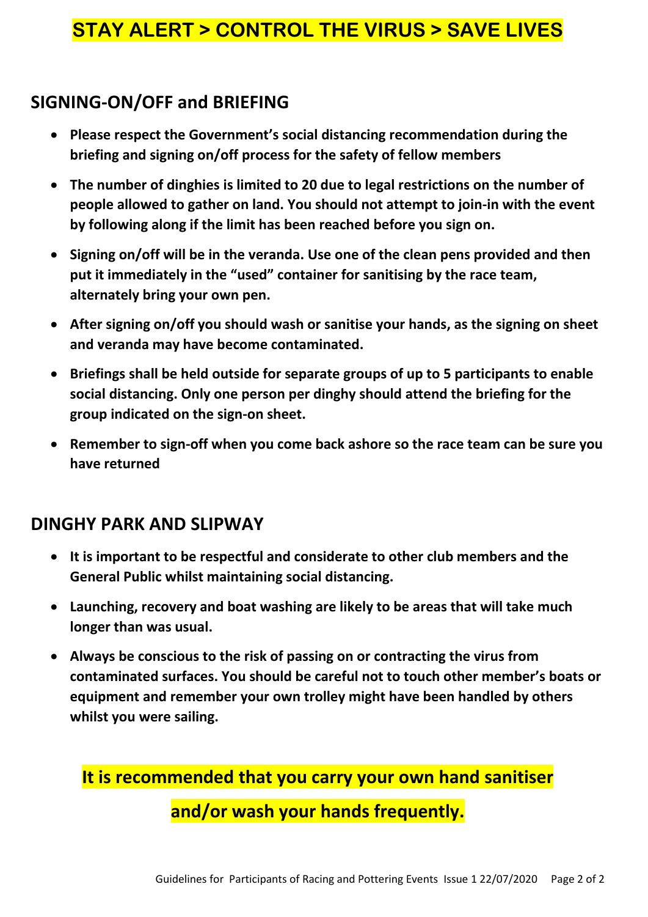# STAY ALERT > CONTROL THE VIRUS > SAVE LIVES

## SIGNING-ON/OFF and BRIEFING

- **Please respect the Government's social distancing recommendation during the briefing and signing on/off process for the safety of fellow members**
- **The number of dinghies is limited to 20 due to legal restrictions on the number of people allowed to gather on land. You should not attempt to join-in with the event by following along if the limit has been reached before you sign on.**
- **Signing on/off will be in the veranda. Use one of the clean pens provided and then put it immediately in the "used" container for sanitising by the race team, alternately bring your own pen.**
- **After signing on/off you should wash or sanitise your hands, as the signing on sheet and veranda may have become contaminated.**
- **Briefings shall be held outside for separate groups of up to 5 participants to enable social distancing. Only one person per dinghy should attend the briefing for the group indicated on the sign-on sheet.**
- **Remember to sign-off when you come back ashore so the race team can be sure you have returned**

## DINGHY PARK AND SLIPWAY

- **It is important to be respectful and considerate to other club members and the General Public whilst maintaining social distancing.**
- **Launching, recovery and boat washing are likely to be areas that will take much longer than was usual.**
- **Always be conscious to the risk of passing on or contracting the virus from contaminated surfaces. You should be careful not to touch other member's boats or equipment and remember your own trolley might have been handled by others whilst you were sailing.**

**It is recommended that you carry your own hand sanitiser and/or wash your hands frequently.**

Guidelines for Participants of Racing and Pottering Events Issue 1 22/07/2020